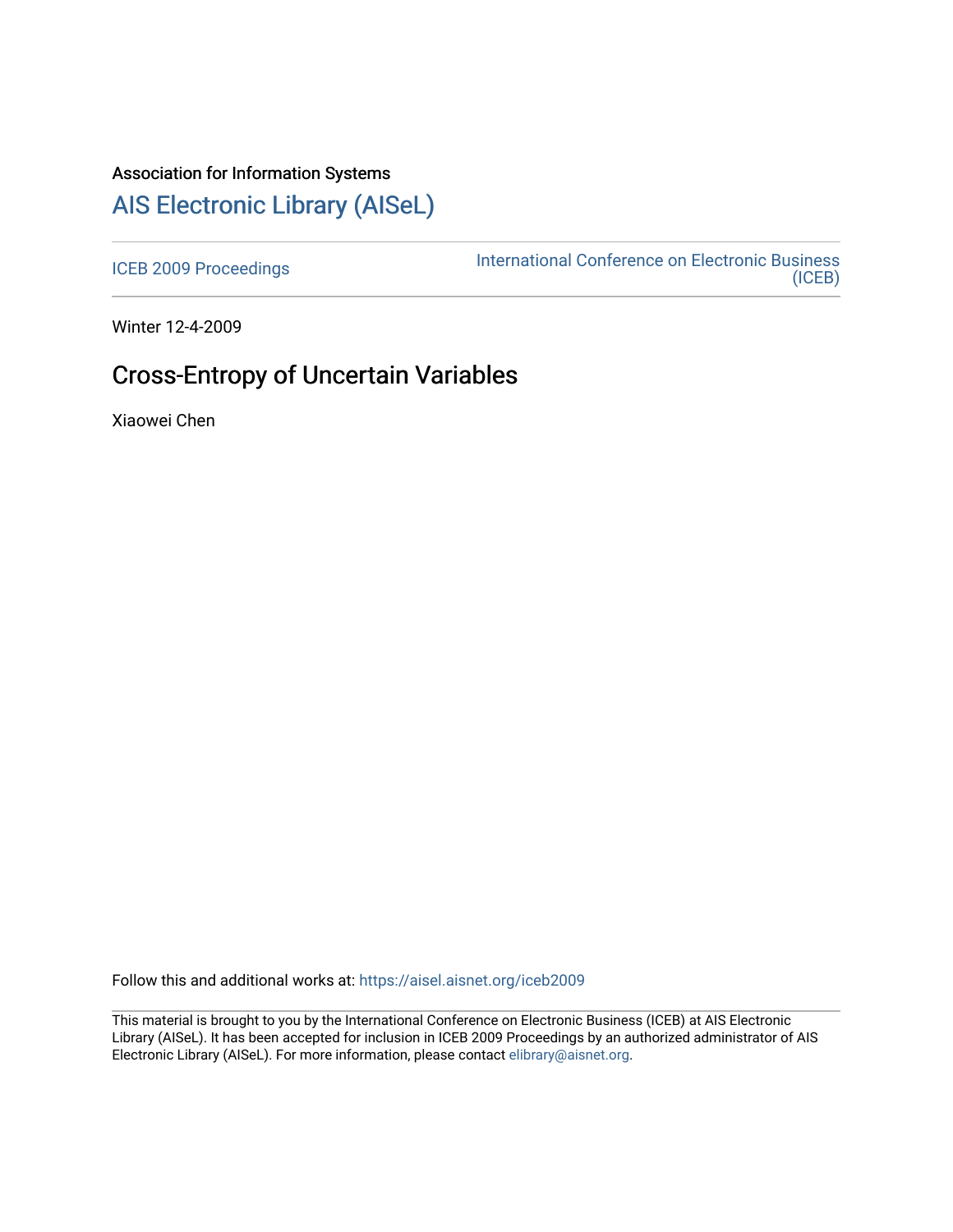Association for Information Systems

# AIS Electronic Library (AISeL)

ICEB 2009 Proceedings

International Conference on Electronic Business (ICEB)

Winter 12-4-2009

## Cross-Entropy of Uncertain Variables

Xiaowei Chen

Follow this and additional works at: https://aisel.aisnet.org/iceb2009

This material is brought to you by the International Conference on Electronic Business (ICEB) at AIS Electronic Library (AISeL). It has been accepted for inclusion in ICEB 2009 Proceedings by an authorized administrator of AIS Electronic Library (AISeL). For more information, please contact elibrary@aisnet.org.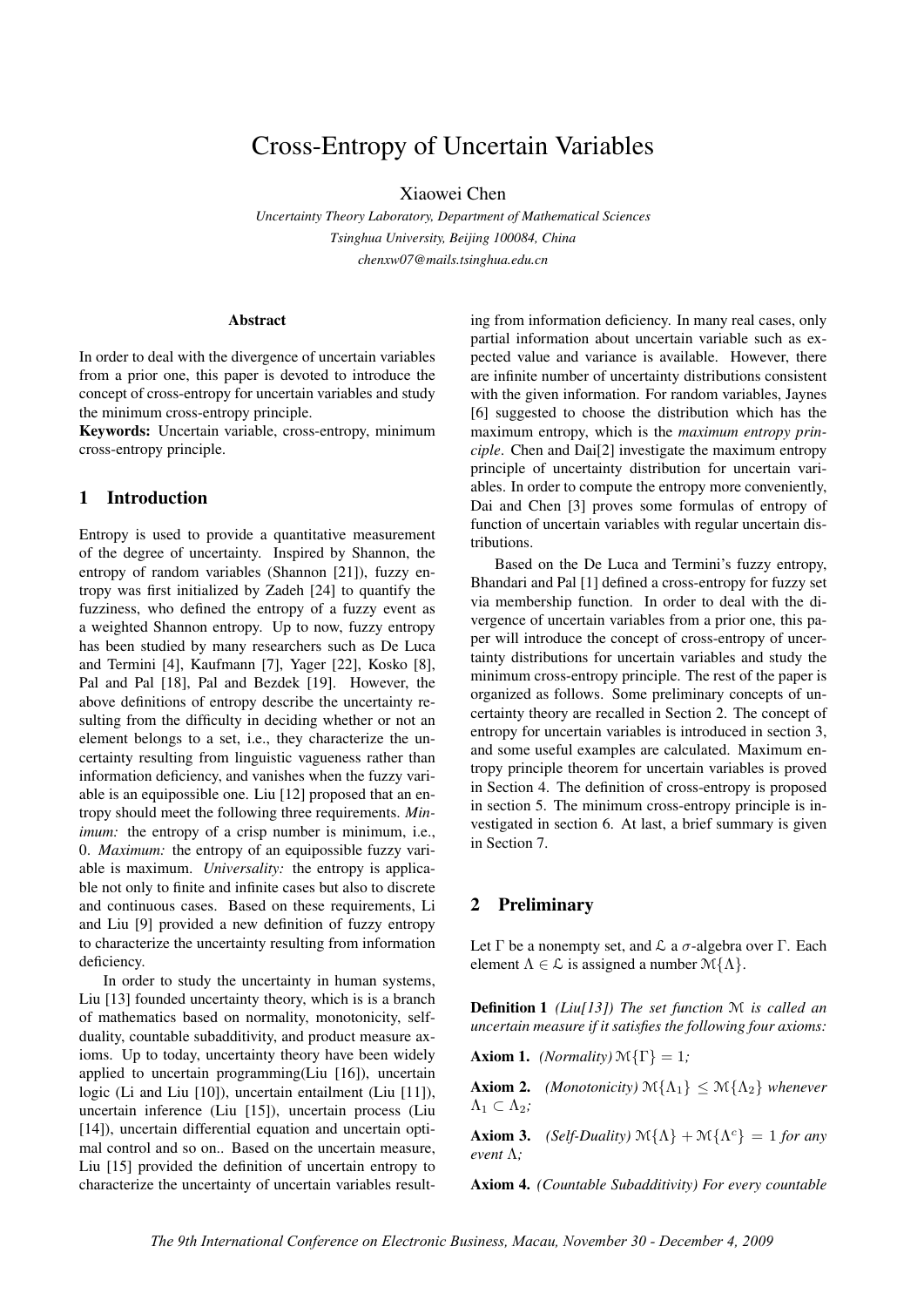# Cross-Entropy of Uncertain Variables

Xiaowei Chen

*Uncertainty Theory Laboratory, Department of Mathematical Sciences*
*Tsinghua University, Beijing 100084, China*
*chenxw07@mails.tsinghua.edu.cn*

### Abstract

In order to deal with the divergence of uncertain variables from a prior one, this paper is devoted to introduce the concept of cross-entropy for uncertain variables and study the minimum cross-entropy principle.

**Keywords:** Uncertain variable, cross-entropy, minimum cross-entropy principle.

## 1 Introduction

Entropy is used to provide a quantitative measurement of the degree of uncertainty. Inspired by Shannon, the entropy of random variables (Shannon [21]), fuzzy entropy was first initialized by Zadeh [24] to quantify the fuzziness, who defined the entropy of a fuzzy event as a weighted Shannon entropy. Up to now, fuzzy entropy has been studied by many researchers such as De Luca and Termini [4], Kaufmann [7], Yager [22], Kosko [8], Pal and Pal [18], Pal and Bezdek [19]. However, the above definitions of entropy describe the uncertainty resulting from the difficulty in deciding whether or not an element belongs to a set, i.e., they characterize the uncertainty resulting from linguistic vagueness rather than information deficiency, and vanishes when the fuzzy variable is an equipossible one. Liu [12] proposed that an entropy should meet the following three requirements. *Minimum:* the entropy of a crisp number is minimum, i.e., 0. *Maximum:* the entropy of an equipossible fuzzy variable is maximum. *Universality:* the entropy is applicable not only to finite and infinite cases but also to discrete and continuous cases. Based on these requirements, Li and Liu [9] provided a new definition of fuzzy entropy to characterize the uncertainty resulting from information deficiency.

In order to study the uncertainty in human systems, Liu [13] founded uncertainty theory, which is is a branch of mathematics based on normality, monotonicity, self-duality, countable subadditivity, and product measure axioms. Up to today, uncertainty theory have been widely applied to uncertain programming(Liu [16]), uncertain logic (Li and Liu [10]), uncertain entailment (Liu [11]), uncertain inference (Liu [15]), uncertain process (Liu [14]), uncertain differential equation and uncertain optimal control and so on.. Based on the uncertain measure, Liu [15] provided the definition of uncertain entropy to characterize the uncertainty of uncertain variables resulting from information deficiency. In many real cases, only partial information about uncertain variable such as expected value and variance is available. However, there are infinite number of uncertainty distributions consistent with the given information. For random variables, Jaynes [6] suggested to choose the distribution which has the maximum entropy, which is the *maximum entropy principle*. Chen and Dai[2] investigate the maximum entropy principle of uncertainty distribution for uncertain variables. In order to compute the entropy more conveniently, Dai and Chen [3] proves some formulas of entropy of function of uncertain variables with regular uncertain distributions.

Based on the De Luca and Termini's fuzzy entropy, Bhandari and Pal [1] defined a cross-entropy for fuzzy set via membership function. In order to deal with the divergence of uncertain variables from a prior one, this paper will introduce the concept of cross-entropy of uncertainty distributions for uncertain variables and study the minimum cross-entropy principle. The rest of the paper is organized as follows. Some preliminary concepts of uncertainty theory are recalled in Section 2. The concept of entropy for uncertain variables is introduced in section 3, and some useful examples are calculated. Maximum entropy principle theorem for uncertain variables is proved in Section 4. The definition of cross-entropy is proposed in section 5. The minimum cross-entropy principle is investigated in section 6. At last, a brief summary is given in Section 7.

## 2 Preliminary

Let $\Gamma$ be a nonempty set, and $\mathcal{L}$ a $\sigma$-algebra over $\Gamma$. Each element $\Lambda \in \mathcal{L}$ is assigned a number $\mathcal{M}\{\Lambda\}$.

**Definition 1** *(Liu[13]) The set function $\mathcal{M}$ is called an uncertain measure if it satisfies the following four axioms:*

**Axiom 1.** *(Normality) $\mathcal{M}\{\Gamma\} = 1$;*

**Axiom 2.** *(Monotonicity) $\mathcal{M}\{\Lambda_1\} \leq \mathcal{M}\{\Lambda_2\}$ whenever $\Lambda_1 \subset \Lambda_2$;*

**Axiom 3.** *(Self-Duality) $\mathcal{M}\{\Lambda\} + \mathcal{M}\{\Lambda^c\} = 1$ for any event $\Lambda$;*

**Axiom 4.** *(Countable Subadditivity) For every countable*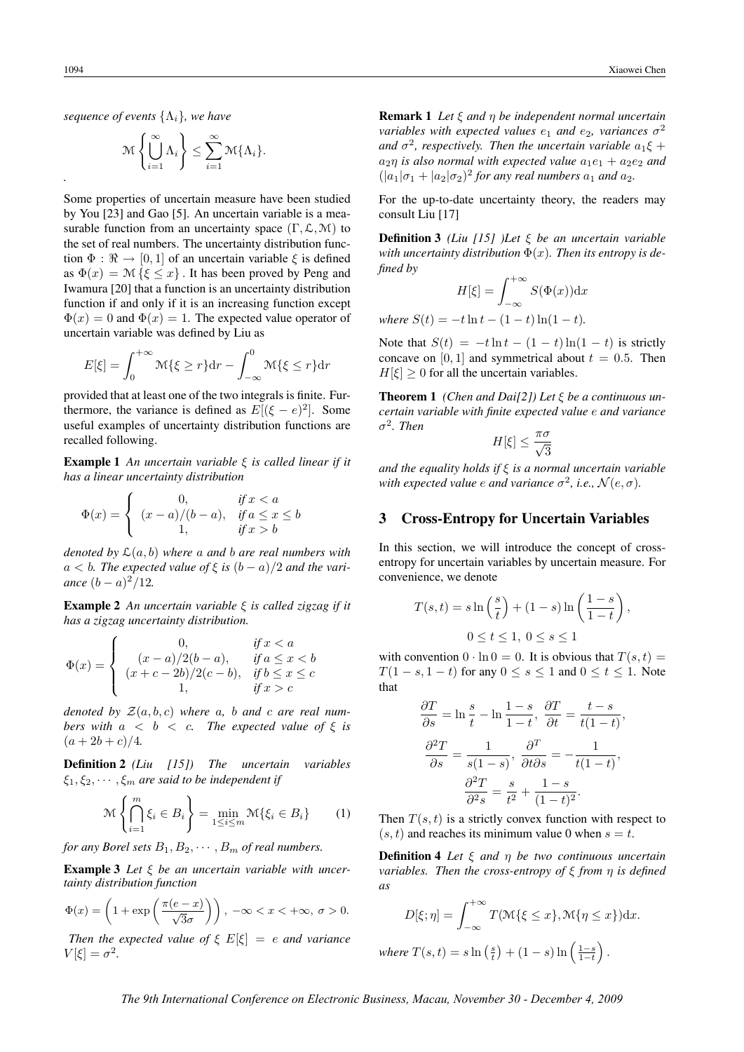*sequence of events* $\{\Lambda_i\}$*, we have*

$$\mathcal{M}\left\{\bigcup_{i=1}^{\infty}\Lambda_i\right\} \le \sum_{i=1}^{\infty}\mathcal{M}\{\Lambda_i\}.$$

.

Some properties of uncertain measure have been studied by You [23] and Gao [5]. An uncertain variable is a measurable function from an uncertainty space $(\Gamma, \mathcal{L}, \mathcal{M})$ to the set of real numbers. The uncertainty distribution function $\Phi : \Re \to [0,1]$ of an uncertain variable $\xi$ is defined as $\Phi(x) = \mathcal{M}\{\xi \le x\}$. It has been proved by Peng and Iwamura [20] that a function is an uncertainty distribution function if and only if it is an increasing function except $\Phi(x) = 0$ and $\Phi(x) = 1$. The expected value operator of uncertain variable was defined by Liu as

$$E[\xi] = \int_0^{+\infty}\mathcal{M}\{\xi \ge r\}\mathrm{d}r - \int_{-\infty}^{0}\mathcal{M}\{\xi \le r\}\mathrm{d}r$$

provided that at least one of the two integrals is finite. Furthermore, the variance is defined as $E[(\xi - e)^2]$. Some useful examples of uncertainty distribution functions are recalled following.

**Example 1** *An uncertain variable* $\xi$ *is called linear if it has a linear uncertainty distribution*

$$\Phi(x) = \begin{cases} 0, & \text{if } x < a \\ (x-a)/(b-a), & \text{if } a \le x \le b \\ 1, & \text{if } x > b \end{cases}$$

*denoted by* $\mathcal{L}(a,b)$ *where* $a$ *and* $b$ *are real numbers with* $a < b$*. The expected value of* $\xi$ *is* $(b-a)/2$ *and the variance* $(b-a)^2/12$*.*

**Example 2** *An uncertain variable* $\xi$ *is called zigzag if it has a zigzag uncertainty distribution.*

$$\Phi(x) = \begin{cases} 0, & \text{if } x < a \\ (x-a)/2(b-a), & \text{if } a \le x < b \\ (x+c-2b)/2(c-b), & \text{if } b \le x \le c \\ 1, & \text{if } x > c \end{cases}$$

*denoted by* $\mathcal{Z}(a,b,c)$ *where* $a$*,* $b$ *and* $c$ *are real numbers with* $a < b < c$*. The expected value of* $\xi$ *is* $(a+2b+c)/4$*.*

**Definition 2** *(Liu [15]) The uncertain variables* $\xi_1, \xi_2, \cdots, \xi_m$ *are said to be independent if*

$$\mathcal{M}\left\{\bigcap_{i=1}^{m}\xi_i \in B_i\right\} = \min_{1\le i\le m}\mathcal{M}\{\xi_i \in B_i\} \qquad (1)$$

*for any Borel sets* $B_1, B_2, \cdots, B_m$ *of real numbers.*

**Example 3** *Let* $\xi$ *be an uncertain variable with uncertainty distribution function*

$$\Phi(x) = \left(1 + \exp\left(\frac{\pi(e-x)}{\sqrt{3}\sigma}\right)\right),\ -\infty < x < +\infty,\ \sigma > 0.$$

*Then the expected value of* $\xi$ $E[\xi] = e$ *and variance* $V[\xi] = \sigma^2$*.*

**Remark 1** *Let* $\xi$ *and* $\eta$ *be independent normal uncertain variables with expected values* $e_1$ *and* $e_2$*, variances* $\sigma^2$ *and* $\sigma^2$*, respectively. Then the uncertain variable* $a_1\xi + a_2\eta$ *is also normal with expected value* $a_1e_1 + a_2e_2$ *and* $(|a_1|\sigma_1 + |a_2|\sigma_2)^2$ *for any real numbers* $a_1$ *and* $a_2$*.*

For the up-to-date uncertainty theory, the readers may consult Liu [17]

**Definition 3** *(Liu [15] )Let* $\xi$ *be an uncertain variable with uncertainty distribution* $\Phi(x)$*. Then its entropy is defined by*

$$H[\xi] = \int_{-\infty}^{+\infty} S(\Phi(x))\mathrm{d}x$$

*where* $S(t) = -t\ln t - (1-t)\ln(1-t)$*.*

Note that $S(t) = -t\ln t - (1-t)\ln(1-t)$ is strictly concave on $[0,1]$ and symmetrical about $t = 0.5$. Then $H[\xi] \ge 0$ for all the uncertain variables.

**Theorem 1** *(Chen and Dai[2]) Let* $\xi$ *be a continuous uncertain variable with finite expected value* $e$ *and variance* $\sigma^2$*. Then*

$$H[\xi] \le \frac{\pi\sigma}{\sqrt{3}}$$

*and the equality holds if* $\xi$ *is a normal uncertain variable with expected value* $e$ *and variance* $\sigma^2$*, i.e.,* $\mathcal{N}(e,\sigma)$*.*

## 3 Cross-Entropy for Uncertain Variables

In this section, we will introduce the concept of cross-entropy for uncertain variables by uncertain measure. For convenience, we denote

$$T(s,t) = s\ln\left(\frac{s}{t}\right) + (1-s)\ln\left(\frac{1-s}{1-t}\right),$$

$$0 \le t \le 1,\ 0 \le s \le 1$$

with convention $0 \cdot \ln 0 = 0$. It is obvious that $T(s,t) = T(1-s, 1-t)$ for any $0 \le s \le 1$ and $0 \le t \le 1$. Note that

$$\frac{\partial T}{\partial s} = \ln\frac{s}{t} - \ln\frac{1-s}{1-t},\ \frac{\partial T}{\partial t} = \frac{t-s}{t(1-t)},$$

$$\frac{\partial^2 T}{\partial s} = \frac{1}{s(1-s)},\ \frac{\partial^T}{\partial t\partial s} = -\frac{1}{t(1-t)},$$

$$\frac{\partial^2 T}{\partial^2 s} = \frac{s}{t^2} + \frac{1-s}{(1-t)^2}.$$

Then $T(s,t)$ is a strictly convex function with respect to $(s,t)$ and reaches its minimum value 0 when $s = t$.

**Definition 4** *Let* $\xi$ *and* $\eta$ *be two continuous uncertain variables. Then the cross-entropy of* $\xi$ *from* $\eta$ *is defined as*

$$D[\xi;\eta] = \int_{-\infty}^{+\infty} T(\mathcal{M}\{\xi \le x\}, \mathcal{M}\{\eta \le x\})\mathrm{d}x.$$

*where* $T(s,t) = s\ln\left(\frac{s}{t}\right) + (1-s)\ln\left(\frac{1-s}{1-t}\right)$*.*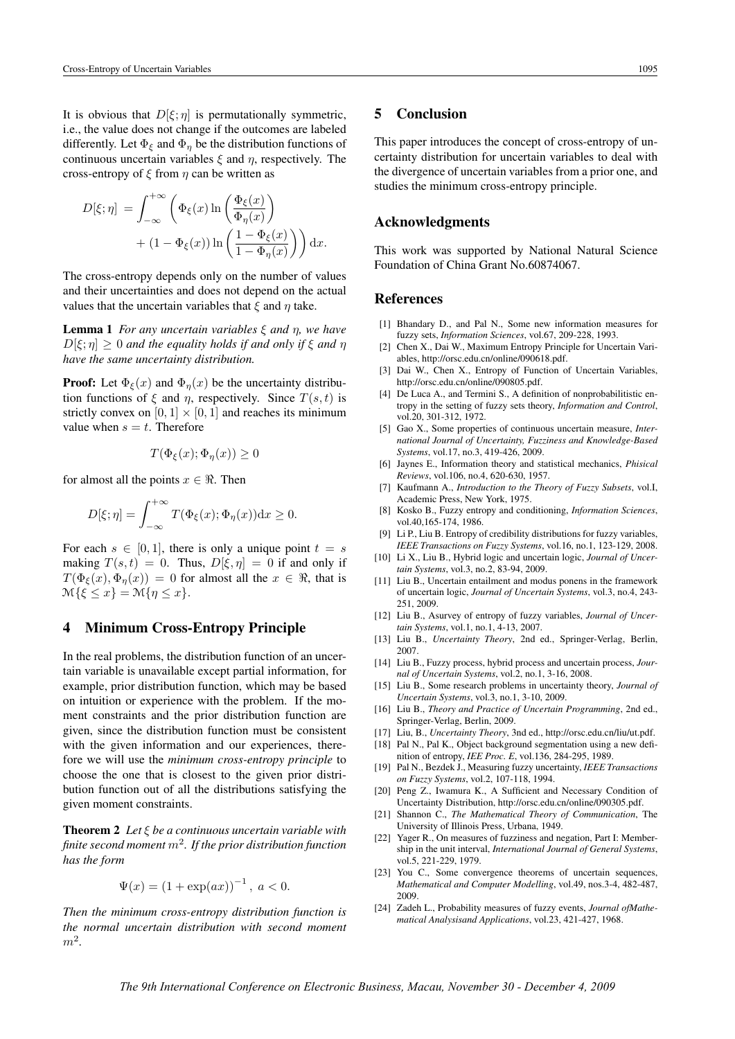It is obvious that $D[\xi;\eta]$ is permutationally symmetric, i.e., the value does not change if the outcomes are labeled differently. Let $\Phi_\xi$ and $\Phi_\eta$ be the distribution functions of continuous uncertain variables $\xi$ and $\eta$, respectively. The cross-entropy of $\xi$ from $\eta$ can be written as

$$D[\xi;\eta] = \int_{-\infty}^{+\infty} \left( \Phi_\xi(x) \ln\left(\frac{\Phi_\xi(x)}{\Phi_\eta(x)}\right) + (1-\Phi_\xi(x)) \ln\left(\frac{1-\Phi_\xi(x)}{1-\Phi_\eta(x)}\right)\right) \mathrm{d}x.$$

The cross-entropy depends only on the number of values and their uncertainties and does not depend on the actual values that the uncertain variables that $\xi$ and $\eta$ take.

**Lemma 1** *For any uncertain variables $\xi$ and $\eta$, we have $D[\xi;\eta] \geq 0$ and the equality holds if and only if $\xi$ and $\eta$ have the same uncertainty distribution.*

**Proof:** Let $\Phi_\xi(x)$ and $\Phi_\eta(x)$ be the uncertainty distribution functions of $\xi$ and $\eta$, respectively. Since $T(s,t)$ is strictly convex on $[0,1]\times[0,1]$ and reaches its minimum value when $s=t$. Therefore

$$T(\Phi_\xi(x);\Phi_\eta(x)) \geq 0$$

for almost all the points $x \in \Re$. Then

$$D[\xi;\eta] = \int_{-\infty}^{+\infty} T(\Phi_\xi(x);\Phi_\eta(x))\mathrm{d}x \geq 0.$$

For each $s \in [0,1]$, there is only a unique point $t=s$ making $T(s,t)=0$. Thus, $D[\xi,\eta]=0$ if and only if $T(\Phi_\xi(x),\Phi_\eta(x))=0$ for almost all the $x \in \Re$, that is $\mathcal{M}\{\xi \leq x\} = \mathcal{M}\{\eta \leq x\}$.

## 4 Minimum Cross-Entropy Principle

In the real problems, the distribution function of an uncertain variable is unavailable except partial information, for example, prior distribution function, which may be based on intuition or experience with the problem. If the moment constraints and the prior distribution function are given, since the distribution function must be consistent with the given information and our experiences, therefore we will use the *minimum cross-entropy principle* to choose the one that is closest to the given prior distribution function out of all the distributions satisfying the given moment constraints.

**Theorem 2** *Let $\xi$ be a continuous uncertain variable with finite second moment $m^2$. If the prior distribution function has the form*

$$\Psi(x) = (1+\exp(ax))^{-1},\ a<0.$$

*Then the minimum cross-entropy distribution function is the normal uncertain distribution with second moment $m^2$.*

## 5 Conclusion

This paper introduces the concept of cross-entropy of uncertainty distribution for uncertain variables to deal with the divergence of uncertain variables from a prior one, and studies the minimum cross-entropy principle.

## Acknowledgments

This work was supported by National Natural Science Foundation of China Grant No.60874067.

## References

[1] Bhandary D., and Pal N., Some new information measures for fuzzy sets, *Information Sciences*, vol.67, 209-228, 1993.

[2] Chen X., Dai W., Maximum Entropy Principle for Uncertain Variables, http://orsc.edu.cn/online/090618.pdf.

[3] Dai W., Chen X., Entropy of Function of Uncertain Variables, http://orsc.edu.cn/online/090805.pdf.

[4] De Luca A., and Termini S., A definition of nonprobabilitistic entropy in the setting of fuzzy sets theory, *Information and Control*, vol.20, 301-312, 1972.

[5] Gao X., Some properties of continuous uncertain measure, *International Journal of Uncertainty, Fuzziness and Knowledge-Based Systems*, vol.17, no.3, 419-426, 2009.

[6] Jaynes E., Information theory and statistical mechanics, *Phisical Reviews*, vol.106, no.4, 620-630, 1957.

[7] Kaufmann A., *Introduction to the Theory of Fuzzy Subsets*, vol.I, Academic Press, New York, 1975.

[8] Kosko B., Fuzzy entropy and conditioning, *Information Sciences*, vol.40,165-174, 1986.

[9] Li P., Liu B. Entropy of credibility distributions for fuzzy variables, *IEEE Transactions on Fuzzy Systems*, vol.16, no.1, 123-129, 2008.

[10] Li X., Liu B., Hybrid logic and uncertain logic, *Journal of Uncertain Systems*, vol.3, no.2, 83-94, 2009.

[11] Liu B., Uncertain entailment and modus ponens in the framework of uncertain logic, *Journal of Uncertain Systems*, vol.3, no.4, 243-251, 2009.

[12] Liu B., Asurvey of entropy of fuzzy variables, *Journal of Uncertain Systems*, vol.1, no.1, 4-13, 2007.

[13] Liu B., *Uncertainty Theory*, 2nd ed., Springer-Verlag, Berlin, 2007.

[14] Liu B., Fuzzy process, hybrid process and uncertain process, *Journal of Uncertain Systems*, vol.2, no.1, 3-16, 2008.

[15] Liu B., Some research problems in uncertainty theory, *Journal of Uncertain Systems*, vol.3, no.1, 3-10, 2009.

[16] Liu B., *Theory and Practice of Uncertain Programming*, 2nd ed., Springer-Verlag, Berlin, 2009.

[17] Liu, B., *Uncertainty Theory*, 3nd ed., http://orsc.edu.cn/liu/ut.pdf.

[18] Pal N., Pal K., Object background segmentation using a new definition of entropy, *IEE Proc. E*, vol.136, 284-295, 1989.

[19] Pal N., Bezdek J., Measuring fuzzy uncertainty, *IEEE Transactions on Fuzzy Systems*, vol.2, 107-118, 1994.

[20] Peng Z., Iwamura K., A Sufficient and Necessary Condition of Uncertainty Distribution, http://orsc.edu.cn/online/090305.pdf.

[21] Shannon C., *The Mathematical Theory of Communication*, The University of Illinois Press, Urbana, 1949.

[22] Yager R., On measures of fuzziness and negation, Part I: Membership in the unit interval, *International Journal of General Systems*, vol.5, 221-229, 1979.

[23] You C., Some convergence theorems of uncertain sequences, *Mathematical and Computer Modelling*, vol.49, nos.3-4, 482-487, 2009.

[24] Zadeh L., Probability measures of fuzzy events, *Journal ofMathematical Analysisand Applications*, vol.23, 421-427, 1968.